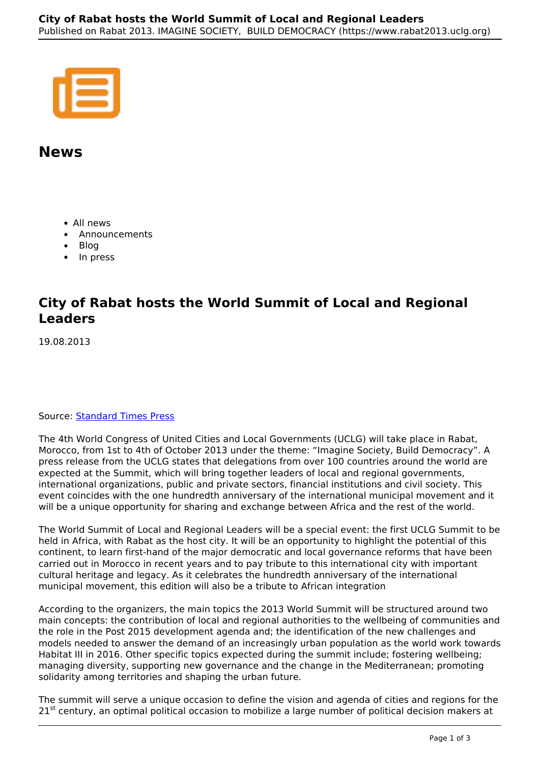# News

- All news
- Announcements
- Blog
- In press

## City of Rabat hosts the World Summit of Local and Regional Leaders

19.08.2013

Source: [Standard Times Press]

The 4th World Congress of United Cities and Local Governments (UCLG) will take place in Rabat, Morocco, from 1st to 4th of October 2013 under the theme: “Imagine Society, Build Democracy”. A press release from the UCLG states that delegations from over 100 countries around the world are expected at the Summit, which will bring together leaders of local and regional governments, international organizations, public and private sectors, financial institutions and civil society. This event coincides with the one hundredth anniversary of the international municipal movement and it will be a unique opportunity for sharing and exchange between Africa and the rest of the world.

The World Summit of Local and Regional Leaders will be a special event: the first UCLG Summit to be held in Africa, with Rabat as the host city. It will be an opportunity to highlight the potential of this continent, to learn first-hand of the major democratic and local governance reforms that have been carried out in Morocco in recent years and to pay tribute to this international city with important cultural heritage and legacy. As it celebrates the hundredth anniversary of the international municipal movement, this edition will also be a tribute to African integration

According to the organizers, the main topics the 2013 World Summit will be structured around two main concepts: the contribution of local and regional authorities to the wellbeing of communities and the role in the Post 2015 development agenda and; the identification of the new challenges and models needed to answer the demand of an increasingly urban population as the world work towards Habitat III in 2016. Other specific topics expected during the summit include; fostering wellbeing; managing diversity, supporting new governance and the change in the Mediterranean; promoting solidarity among territories and shaping the urban future.

The summit will serve a unique occasion to define the vision and agenda of cities and regions for the 21st century, an optimal political occasion to mobilize a large number of political decision makers at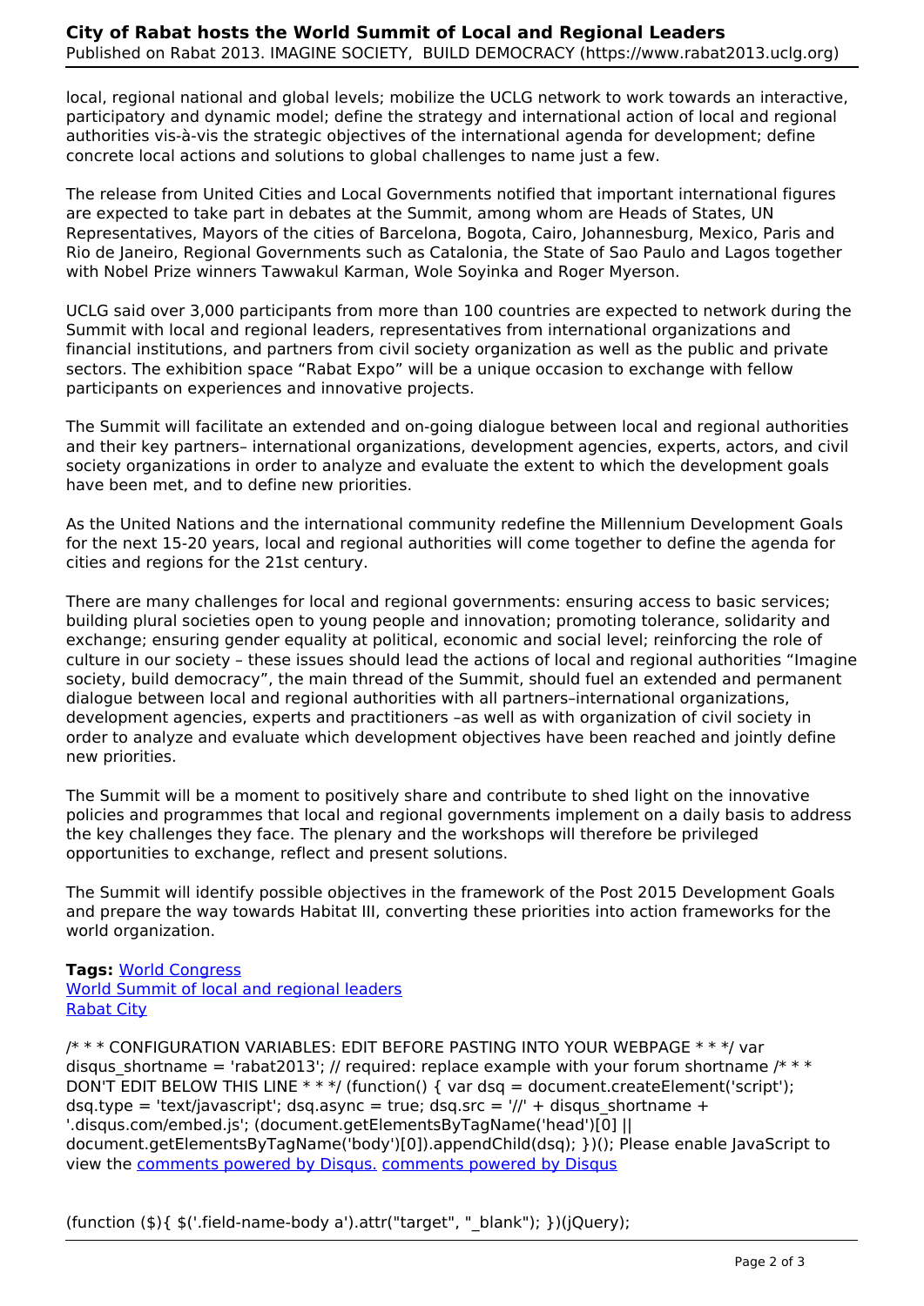local, regional national and global levels; mobilize the UCLG network to work towards an interactive, participatory and dynamic model; define the strategy and international action of local and regional authorities vis-à-vis the strategic objectives of the international agenda for development; define concrete local actions and solutions to global challenges to name just a few.

The release from United Cities and Local Governments notified that important international figures are expected to take part in debates at the Summit, among whom are Heads of States, UN Representatives, Mayors of the cities of Barcelona, Bogota, Cairo, Johannesburg, Mexico, Paris and Rio de Janeiro, Regional Governments such as Catalonia, the State of Sao Paulo and Lagos together with Nobel Prize winners Tawwakul Karman, Wole Soyinka and Roger Myerson.

UCLG said over 3,000 participants from more than 100 countries are expected to network during the Summit with local and regional leaders, representatives from international organizations and financial institutions, and partners from civil society organization as well as the public and private sectors. The exhibition space "Rabat Expo" will be a unique occasion to exchange with fellow participants on experiences and innovative projects.

The Summit will facilitate an extended and on-going dialogue between local and regional authorities and their key partners– international organizations, development agencies, experts, actors, and civil society organizations in order to analyze and evaluate the extent to which the development goals have been met, and to define new priorities.

As the United Nations and the international community redefine the Millennium Development Goals for the next 15-20 years, local and regional authorities will come together to define the agenda for cities and regions for the 21st century.

There are many challenges for local and regional governments: ensuring access to basic services; building plural societies open to young people and innovation; promoting tolerance, solidarity and exchange; ensuring gender equality at political, economic and social level; reinforcing the role of culture in our society – these issues should lead the actions of local and regional authorities "Imagine society, build democracy", the main thread of the Summit, should fuel an extended and permanent dialogue between local and regional authorities with all partners–international organizations, development agencies, experts and practitioners –as well as with organization of civil society in order to analyze and evaluate which development objectives have been reached and jointly define new priorities.

The Summit will be a moment to positively share and contribute to shed light on the innovative policies and programmes that local and regional governments implement on a daily basis to address the key challenges they face. The plenary and the workshops will therefore be privileged opportunities to exchange, reflect and present solutions.

The Summit will identify possible objectives in the framework of the Post 2015 Development Goals and prepare the way towards Habitat III, converting these priorities into action frameworks for the world organization.

**Tags:** World Congress
World Summit of local and regional leaders
Rabat City

/* * * CONFIGURATION VARIABLES: EDIT BEFORE PASTING INTO YOUR WEBPAGE * * */ var disqus_shortname = 'rabat2013'; // required: replace example with your forum shortname /* * * DON'T EDIT BELOW THIS LINE * * */ (function() { var dsq = document.createElement('script'); dsq.type = 'text/javascript'; dsq.async = true; dsq.src = '//' + disqus_shortname + '.disqus.com/embed.js'; (document.getElementsByTagName('head')[0] || document.getElementsByTagName('body')[0]).appendChild(dsq); })(); Please enable JavaScript to view the comments powered by Disqus. comments powered by Disqus

(function ($){ $('.field-name-body a').attr("target", "_blank"); })(jQuery);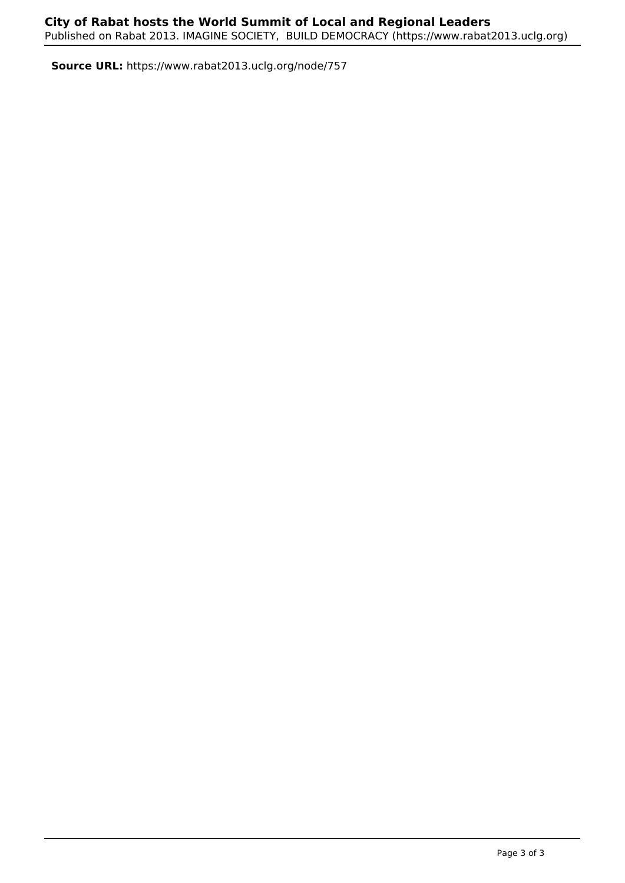**Source URL:** https://www.rabat2013.uclg.org/node/757